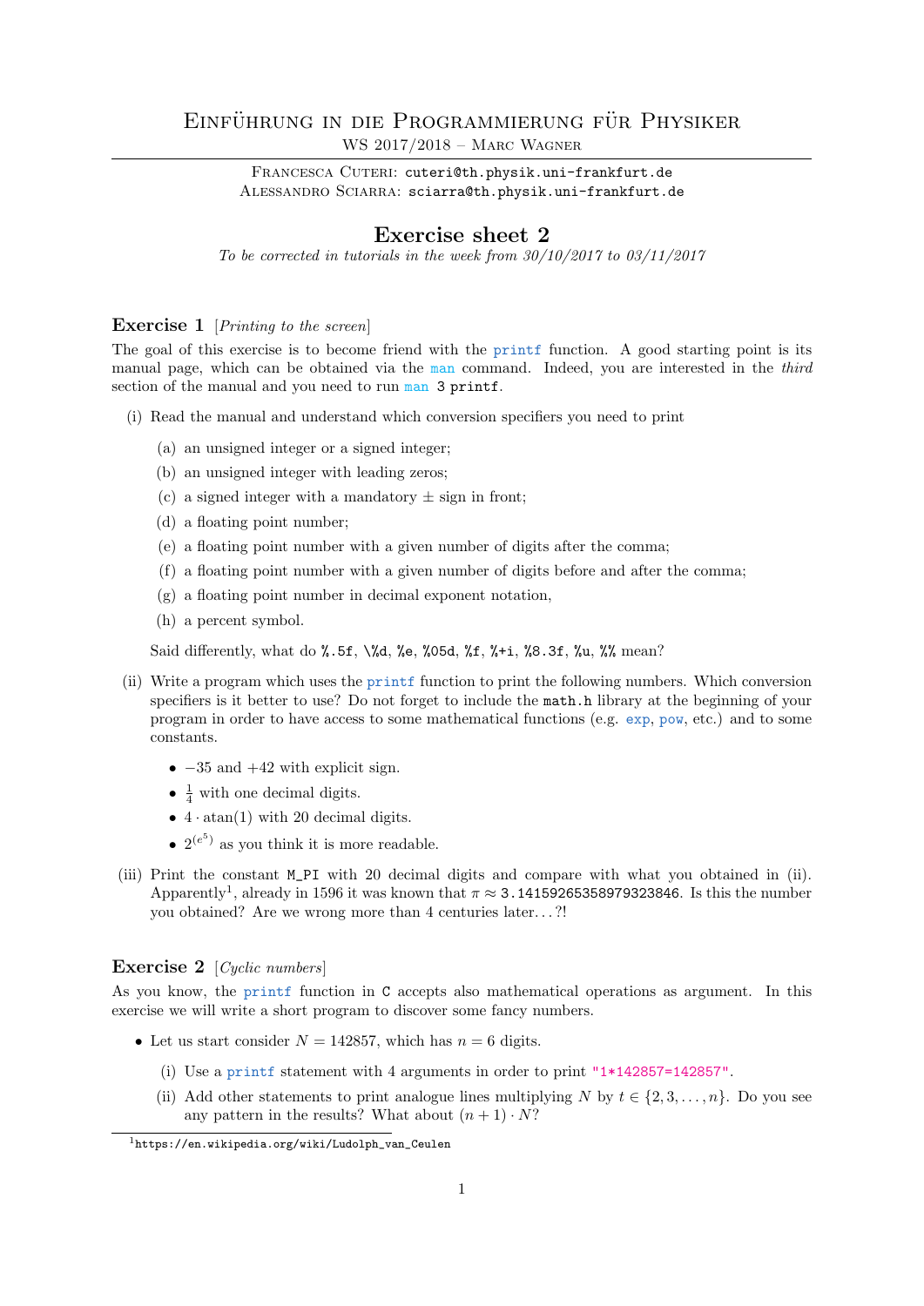# Einführung in die Programmierung für Physiker

WS 2017/2018 – Marc Wagner

Francesca Cuteri: cuteri@th.physik.uni-frankfurt.de
Alessandro Sciarra: sciarra@th.physik.uni-frankfurt.de

## Exercise sheet 2

*To be corrected in tutorials in the week from 30/10/2017 to 03/11/2017*

### Exercise 1 [*Printing to the screen*]

The goal of this exercise is to become friend with the `printf` function. A good starting point is its manual page, which can be obtained via the `man` command. Indeed, you are interested in the *third* section of the manual and you need to run `man 3 printf`.

(i) Read the manual and understand which conversion specifiers you need to print

   (a) an unsigned integer or a signed integer;
   (b) an unsigned integer with leading zeros;
   (c) a signed integer with a mandatory ± sign in front;
   (d) a floating point number;
   (e) a floating point number with a given number of digits after the comma;
   (f) a floating point number with a given number of digits before and after the comma;
   (g) a floating point number in decimal exponent notation,
   (h) a percent symbol.

   Said differently, what do `%.5f`, `\%d`, `%e`, `%05d`, `%f`, `%+i`, `%8.3f`, `%u`, `%%` mean?

(ii) Write a program which uses the `printf` function to print the following numbers. Which conversion specifiers is it better to use? Do not forget to include the `math.h` library at the beginning of your program in order to have access to some mathematical functions (e.g. `exp`, `pow`, etc.) and to some constants.

   - $-35$ and $+42$ with explicit sign.
   - $\frac{1}{4}$ with one decimal digits.
   - $4 \cdot \mathrm{atan}(1)$ with 20 decimal digits.
   - $2^{(e^5)}$ as you think it is more readable.

(iii) Print the constant `M_PI` with 20 decimal digits and compare with what you obtained in (ii). Apparently[1], already in 1596 it was known that $\pi \approx$ `3.14159265358979323846`. Is this the number you obtained? Are we wrong more than 4 centuries later...?!

### Exercise 2 [*Cyclic numbers*]

As you know, the `printf` function in `C` accepts also mathematical operations as argument. In this exercise we will write a short program to discover some fancy numbers.

- Let us start consider $N = 142857$, which has $n = 6$ digits.

   (i) Use a `printf` statement with 4 arguments in order to print `"1*142857=142857"`.
   (ii) Add other statements to print analogue lines multiplying $N$ by $t \in \{2, 3, \ldots, n\}$. Do you see any pattern in the results? What about $(n + 1) \cdot N$?

[1] https://en.wikipedia.org/wiki/Ludolph_van_Ceulen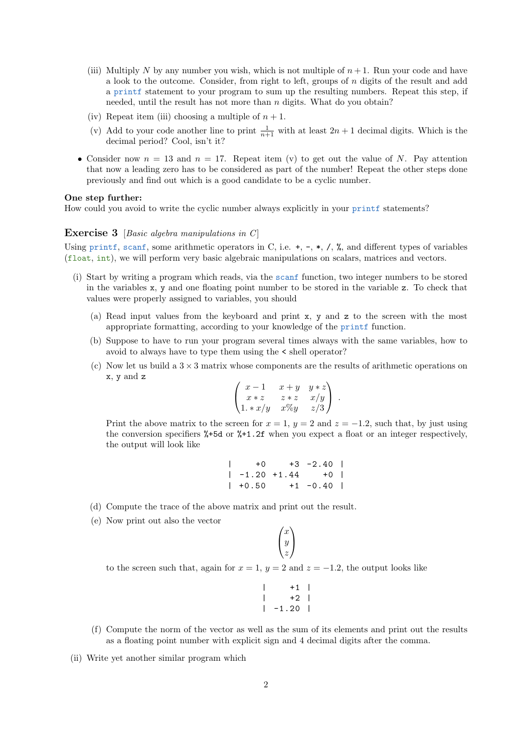(iii) Multiply $N$ by any number you wish, which is not multiple of $n+1$. Run your code and have a look to the outcome. Consider, from right to left, groups of $n$ digits of the result and add a printf statement to your program to sum up the resulting numbers. Repeat this step, if needed, until the result has not more than $n$ digits. What do you obtain?

(iv) Repeat item (iii) choosing a multiple of $n+1$.

(v) Add to your code another line to print $\frac{1}{n+1}$ with at least $2n+1$ decimal digits. Which is the decimal period? Cool, isn't it?

- Consider now $n = 13$ and $n = 17$. Repeat item (v) to get out the value of $N$. Pay attention that now a leading zero has to be considered as part of the number! Repeat the other steps done previously and find out which is a good candidate to be a cyclic number.

**One step further:**
How could you avoid to write the cyclic number always explicitly in your printf statements?

## Exercise 3 [*Basic algebra manipulations in C*]

Using printf, scanf, some arithmetic operators in C, i.e. +, -, *, /, %, and different types of variables (float, int), we will perform very basic algebraic manipulations on scalars, matrices and vectors.

(i) Start by writing a program which reads, via the scanf function, two integer numbers to be stored in the variables x, y and one floating point number to be stored in the variable z. To check that values were properly assigned to variables, you should

(a) Read input values from the keyboard and print x, y and z to the screen with the most appropriate formatting, according to your knowledge of the printf function.

(b) Suppose to have to run your program several times always with the same variables, how to avoid to always have to type them using the < shell operator?

(c) Now let us build a $3 \times 3$ matrix whose components are the results of arithmetic operations on x, y and z

$$\begin{pmatrix} x-1 & x+y & y*z \\ x*z & z*z & x/y \\ 1.*x/y & x\%y & z/3 \end{pmatrix} .$$

Print the above matrix to the screen for $x = 1$, $y = 2$ and $z = -1.2$, such that, by just using the conversion specifiers %+5d or %+1.2f when you expect a float or an integer respectively, the output will look like

```
|    +0    +3  -2.40  |
|  -1.20 +1.44    +0  |
|  +0.50    +1  -0.40  |
```

(d) Compute the trace of the above matrix and print out the result.

(e) Now print out also the vector

$$\begin{pmatrix} x \\ y \\ z \end{pmatrix}$$

to the screen such that, again for $x = 1$, $y = 2$ and $z = -1.2$, the output looks like

```
|     +1  |
|     +2  |
|  -1.20  |
```

(f) Compute the norm of the vector as well as the sum of its elements and print out the results as a floating point number with explicit sign and 4 decimal digits after the comma.

(ii) Write yet another similar program which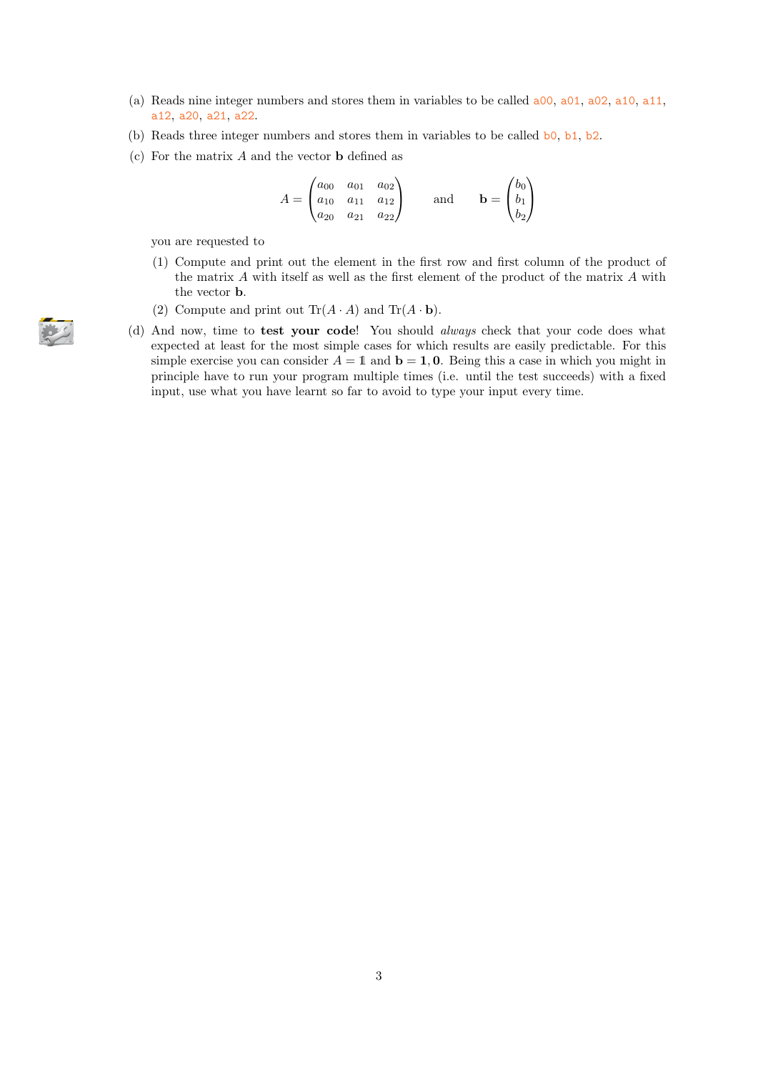(a) Reads nine integer numbers and stores them in variables to be called `a00`, `a01`, `a02`, `a10`, `a11`, `a12`, `a20`, `a21`, `a22`.

(b) Reads three integer numbers and stores them in variables to be called `b0`, `b1`, `b2`.

(c) For the matrix $A$ and the vector $\mathbf{b}$ defined as

$$A = \begin{pmatrix} a_{00} & a_{01} & a_{02} \\ a_{10} & a_{11} & a_{12} \\ a_{20} & a_{21} & a_{22} \end{pmatrix} \qquad \text{and} \qquad \mathbf{b} = \begin{pmatrix} b_0 \\ b_1 \\ b_2 \end{pmatrix}$$

you are requested to

(1) Compute and print out the element in the first row and first column of the product of the matrix $A$ with itself as well as the first element of the product of the matrix $A$ with the vector $\mathbf{b}$.

(2) Compute and print out $\mathrm{Tr}(A \cdot A)$ and $\mathrm{Tr}(A \cdot \mathbf{b})$.

(d) And now, time to **test your code**! You should *always* check that your code does what expected at least for the most simple cases for which results are easily predictable. For this simple exercise you can consider $A = \mathbb{1}$ and $\mathbf{b} = \mathbf{1}, \mathbf{0}$. Being this a case in which you might in principle have to run your program multiple times (i.e. until the test succeeds) with a fixed input, use what you have learnt so far to avoid to type your input every time.